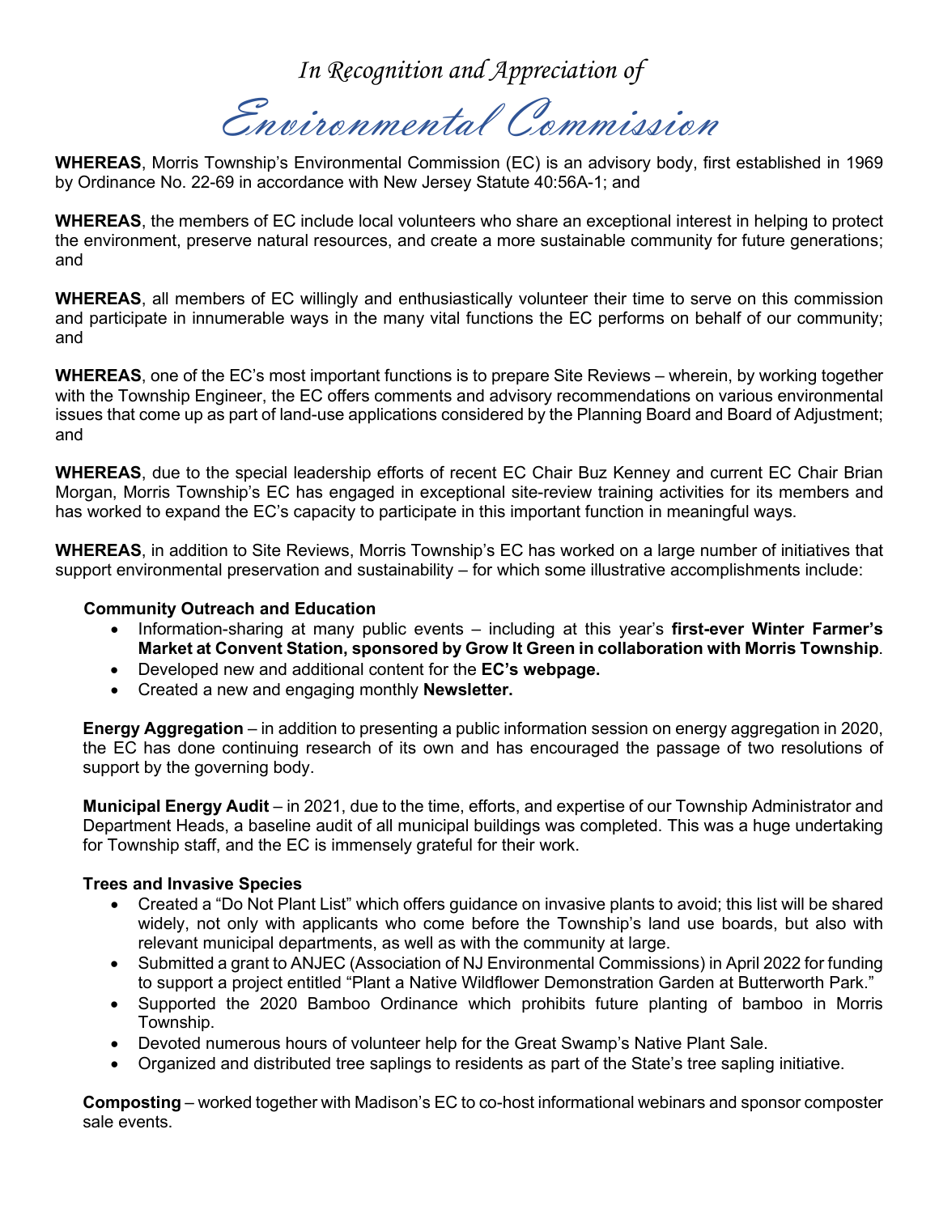*In Recognition and Appreciation of*

# *Environmental Commission*

**WHEREAS**, Morris Township's Environmental Commission (EC) is an advisory body, first established in 1969 by Ordinance No. 22-69 in accordance with New Jersey Statute 40:56A-1; and

**WHEREAS**, the members of EC include local volunteers who share an exceptional interest in helping to protect the environment, preserve natural resources, and create a more sustainable community for future generations; and

**WHEREAS**, all members of EC willingly and enthusiastically volunteer their time to serve on this commission and participate in innumerable ways in the many vital functions the EC performs on behalf of our community; and

**WHEREAS**, one of the EC's most important functions is to prepare Site Reviews – wherein, by working together with the Township Engineer, the EC offers comments and advisory recommendations on various environmental issues that come up as part of land-use applications considered by the Planning Board and Board of Adjustment; and

**WHEREAS**, due to the special leadership efforts of recent EC Chair Buz Kenney and current EC Chair Brian Morgan, Morris Township's EC has engaged in exceptional site-review training activities for its members and has worked to expand the EC's capacity to participate in this important function in meaningful ways.

**WHEREAS**, in addition to Site Reviews, Morris Township's EC has worked on a large number of initiatives that support environmental preservation and sustainability – for which some illustrative accomplishments include:

**Community Outreach and Education**

- Information-sharing at many public events – including at this year's **first-ever Winter Farmer's Market at Convent Station, sponsored by Grow It Green in collaboration with Morris Township**.
- Developed new and additional content for the **EC's webpage.**
- Created a new and engaging monthly **Newsletter.**

**Energy Aggregation** – in addition to presenting a public information session on energy aggregation in 2020, the EC has done continuing research of its own and has encouraged the passage of two resolutions of support by the governing body.

**Municipal Energy Audit** – in 2021, due to the time, efforts, and expertise of our Township Administrator and Department Heads, a baseline audit of all municipal buildings was completed. This was a huge undertaking for Township staff, and the EC is immensely grateful for their work.

**Trees and Invasive Species**

- Created a "Do Not Plant List" which offers guidance on invasive plants to avoid; this list will be shared widely, not only with applicants who come before the Township's land use boards, but also with relevant municipal departments, as well as with the community at large.
- Submitted a grant to ANJEC (Association of NJ Environmental Commissions) in April 2022 for funding to support a project entitled "Plant a Native Wildflower Demonstration Garden at Butterworth Park."
- Supported the 2020 Bamboo Ordinance which prohibits future planting of bamboo in Morris Township.
- Devoted numerous hours of volunteer help for the Great Swamp's Native Plant Sale.
- Organized and distributed tree saplings to residents as part of the State's tree sapling initiative.

**Composting** – worked together with Madison's EC to co-host informational webinars and sponsor composter sale events.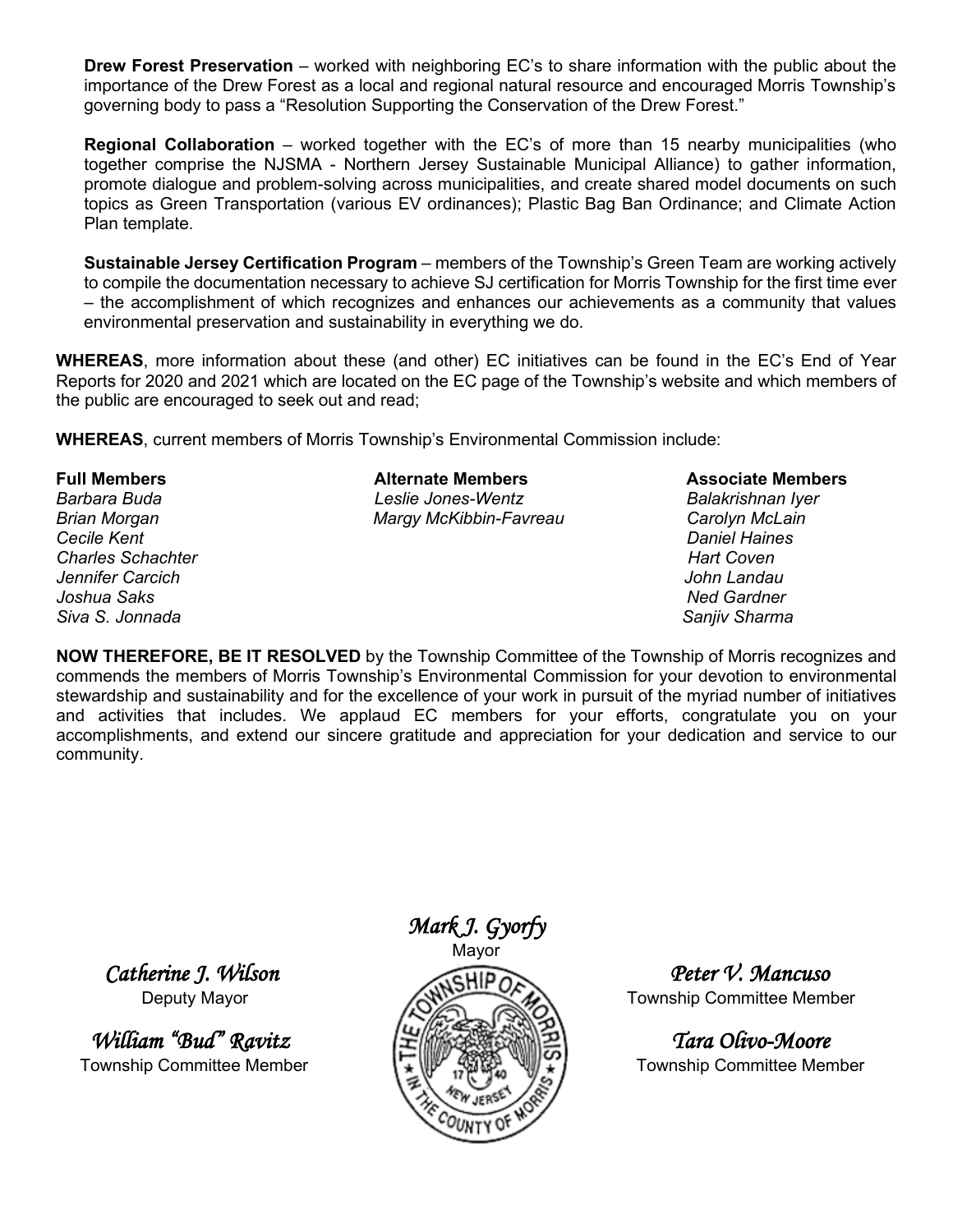**Drew Forest Preservation** – worked with neighboring EC's to share information with the public about the importance of the Drew Forest as a local and regional natural resource and encouraged Morris Township's governing body to pass a "Resolution Supporting the Conservation of the Drew Forest."

**Regional Collaboration** – worked together with the EC's of more than 15 nearby municipalities (who together comprise the NJSMA - Northern Jersey Sustainable Municipal Alliance) to gather information, promote dialogue and problem-solving across municipalities, and create shared model documents on such topics as Green Transportation (various EV ordinances); Plastic Bag Ban Ordinance; and Climate Action Plan template.

**Sustainable Jersey Certification Program** – members of the Township's Green Team are working actively to compile the documentation necessary to achieve SJ certification for Morris Township for the first time ever – the accomplishment of which recognizes and enhances our achievements as a community that values environmental preservation and sustainability in everything we do.

**WHEREAS**, more information about these (and other) EC initiatives can be found in the EC's End of Year Reports for 2020 and 2021 which are located on the EC page of the Township's website and which members of the public are encouraged to seek out and read;

**WHEREAS**, current members of Morris Township's Environmental Commission include:

| **Full Members** | **Alternate Members** | **Associate Members** |
|---|---|---|
| *Barbara Buda* | *Leslie Jones-Wentz* | *Balakrishnan Iyer* |
| *Brian Morgan* | *Margy McKibbin-Favreau* | *Carolyn McLain* |
| *Cecile Kent* | | *Daniel Haines* |
| *Charles Schachter* | | *Hart Coven* |
| *Jennifer Carcich* | | *John Landau* |
| *Joshua Saks* | | *Ned Gardner* |
| *Siva S. Jonnada* | | *Sanjiv Sharma* |

**NOW THEREFORE, BE IT RESOLVED** by the Township Committee of the Township of Morris recognizes and commends the members of Morris Township's Environmental Commission for your devotion to environmental stewardship and sustainability and for the excellence of your work in pursuit of the myriad number of initiatives and activities that includes. We applaud EC members for your efforts, congratulate you on your accomplishments, and extend our sincere gratitude and appreciation for your dedication and service to our community.

*Mark J. Gyorfy*
Mayor

*Catherine J. Wilson*
Deputy Mayor

*Peter V. Mancuso*
Township Committee Member

*William "Bud" Ravitz*
Township Committee Member

*Tara Olivo-Moore*
Township Committee Member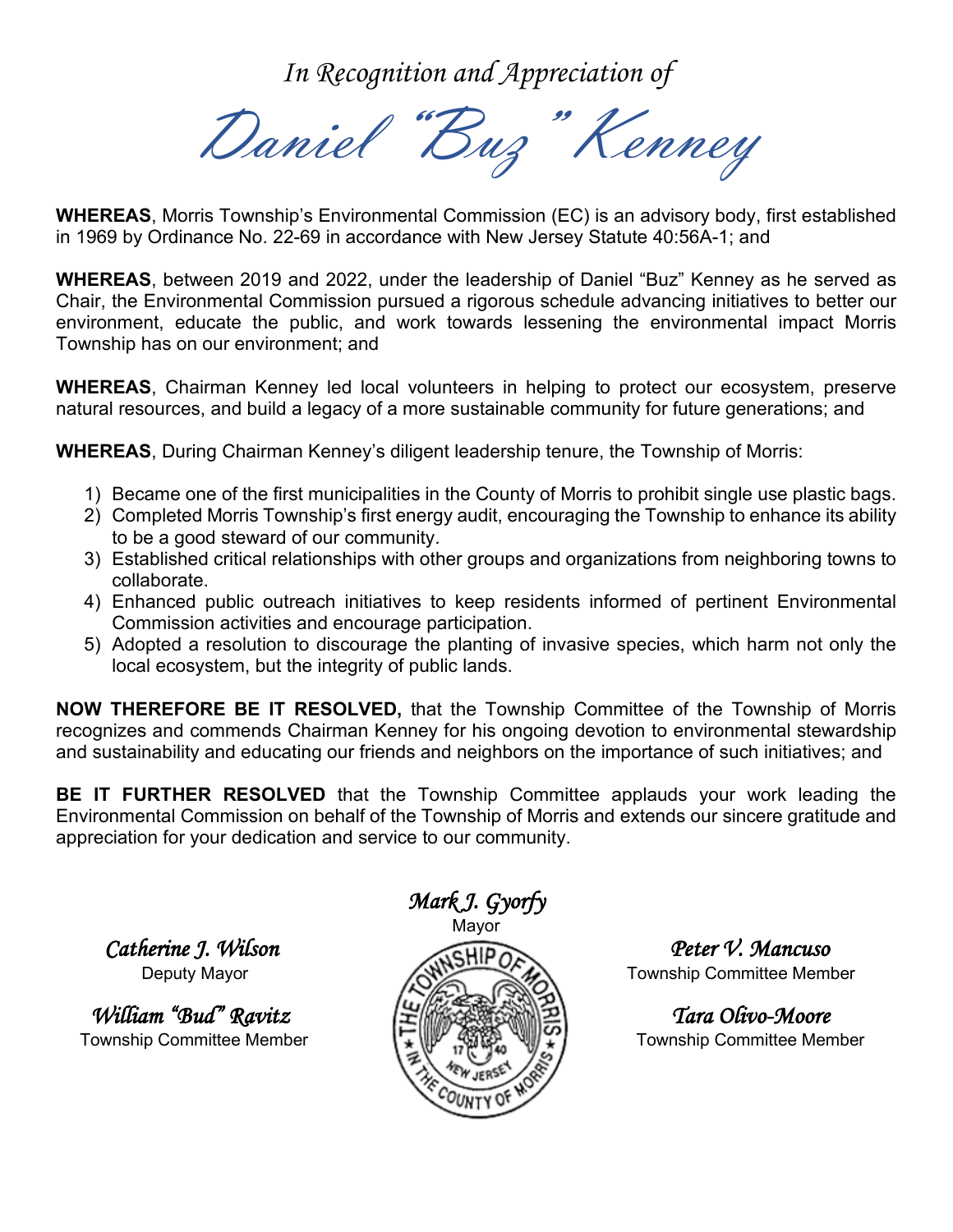*In Recognition and Appreciation of*

# *Daniel "Buz" Kenney*

**WHEREAS**, Morris Township's Environmental Commission (EC) is an advisory body, first established in 1969 by Ordinance No. 22-69 in accordance with New Jersey Statute 40:56A-1; and

**WHEREAS**, between 2019 and 2022, under the leadership of Daniel "Buz" Kenney as he served as Chair, the Environmental Commission pursued a rigorous schedule advancing initiatives to better our environment, educate the public, and work towards lessening the environmental impact Morris Township has on our environment; and

**WHEREAS**, Chairman Kenney led local volunteers in helping to protect our ecosystem, preserve natural resources, and build a legacy of a more sustainable community for future generations; and

**WHEREAS**, During Chairman Kenney's diligent leadership tenure, the Township of Morris:

1) Became one of the first municipalities in the County of Morris to prohibit single use plastic bags.
2) Completed Morris Township's first energy audit, encouraging the Township to enhance its ability to be a good steward of our community.
3) Established critical relationships with other groups and organizations from neighboring towns to collaborate.
4) Enhanced public outreach initiatives to keep residents informed of pertinent Environmental Commission activities and encourage participation.
5) Adopted a resolution to discourage the planting of invasive species, which harm not only the local ecosystem, but the integrity of public lands.

**NOW THEREFORE BE IT RESOLVED,** that the Township Committee of the Township of Morris recognizes and commends Chairman Kenney for his ongoing devotion to environmental stewardship and sustainability and educating our friends and neighbors on the importance of such initiatives; and

**BE IT FURTHER RESOLVED** that the Township Committee applauds your work leading the Environmental Commission on behalf of the Township of Morris and extends our sincere gratitude and appreciation for your dedication and service to our community.

*Mark J. Gyorfy*
Mayor

*Catherine J. Wilson*
Deputy Mayor

*Peter V. Mancuso*
Township Committee Member

*William "Bud" Ravitz*
Township Committee Member

*Tara Olivo-Moore*
Township Committee Member

THE TOWNSHIP OF MORRIS ★ IN THE COUNTY OF MORRIS ★ 17 40 NEW JERSEY